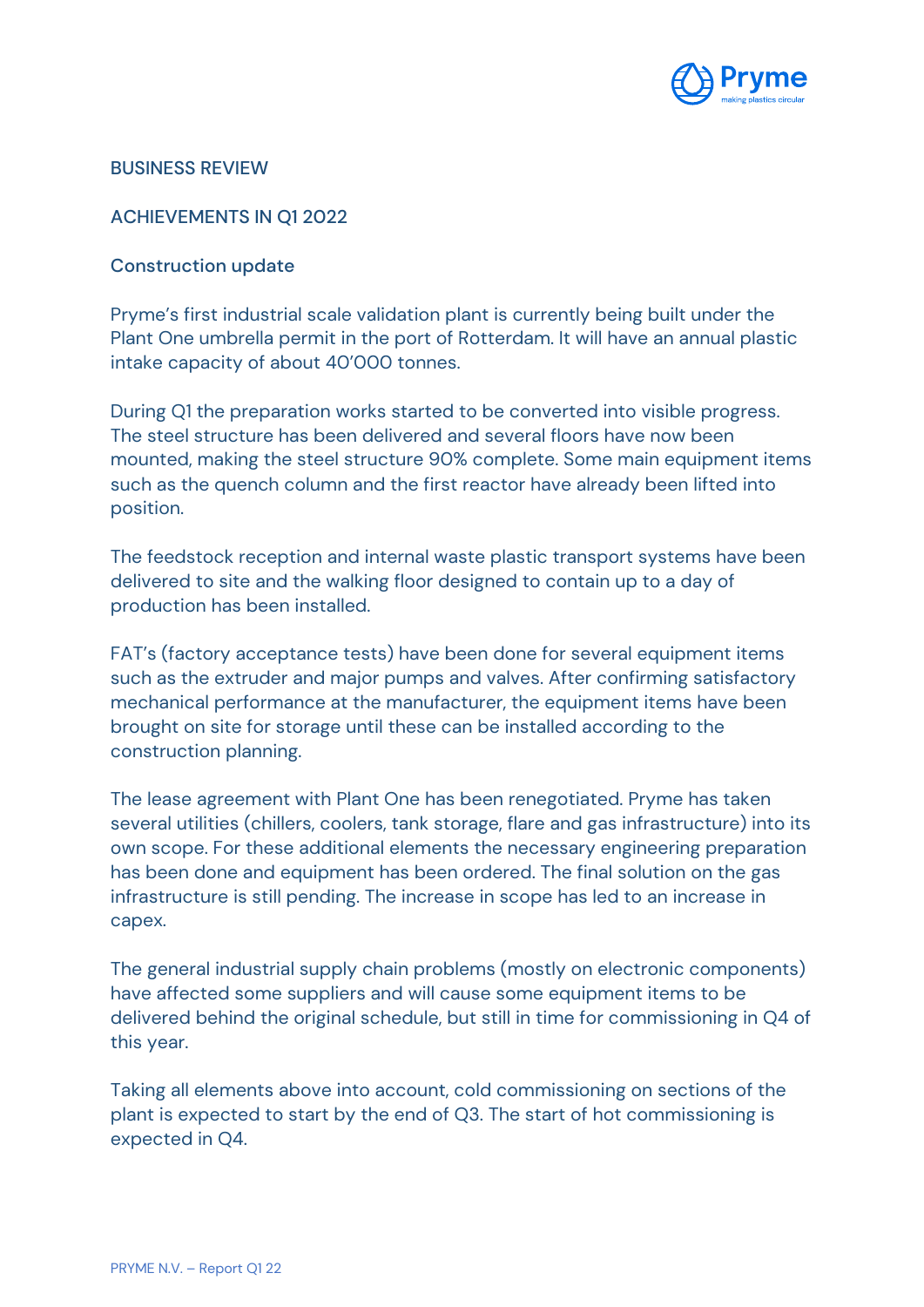# BUSINESS REVIEW

## ACHIEVEMENTS IN Q1 2022

### Construction update

Pryme's first industrial scale validation plant is currently being built under the Plant One umbrella permit in the port of Rotterdam. It will have an annual plastic intake capacity of about 40'000 tonnes.

During Q1 the preparation works started to be converted into visible progress. The steel structure has been delivered and several floors have now been mounted, making the steel structure 90% complete. Some main equipment items such as the quench column and the first reactor have already been lifted into position.

The feedstock reception and internal waste plastic transport systems have been delivered to site and the walking floor designed to contain up to a day of production has been installed.

FAT's (factory acceptance tests) have been done for several equipment items such as the extruder and major pumps and valves. After confirming satisfactory mechanical performance at the manufacturer, the equipment items have been brought on site for storage until these can be installed according to the construction planning.

The lease agreement with Plant One has been renegotiated. Pryme has taken several utilities (chillers, coolers, tank storage, flare and gas infrastructure) into its own scope. For these additional elements the necessary engineering preparation has been done and equipment has been ordered. The final solution on the gas infrastructure is still pending. The increase in scope has led to an increase in capex.

The general industrial supply chain problems (mostly on electronic components) have affected some suppliers and will cause some equipment items to be delivered behind the original schedule, but still in time for commissioning in Q4 of this year.

Taking all elements above into account, cold commissioning on sections of the plant is expected to start by the end of Q3. The start of hot commissioning is expected in Q4.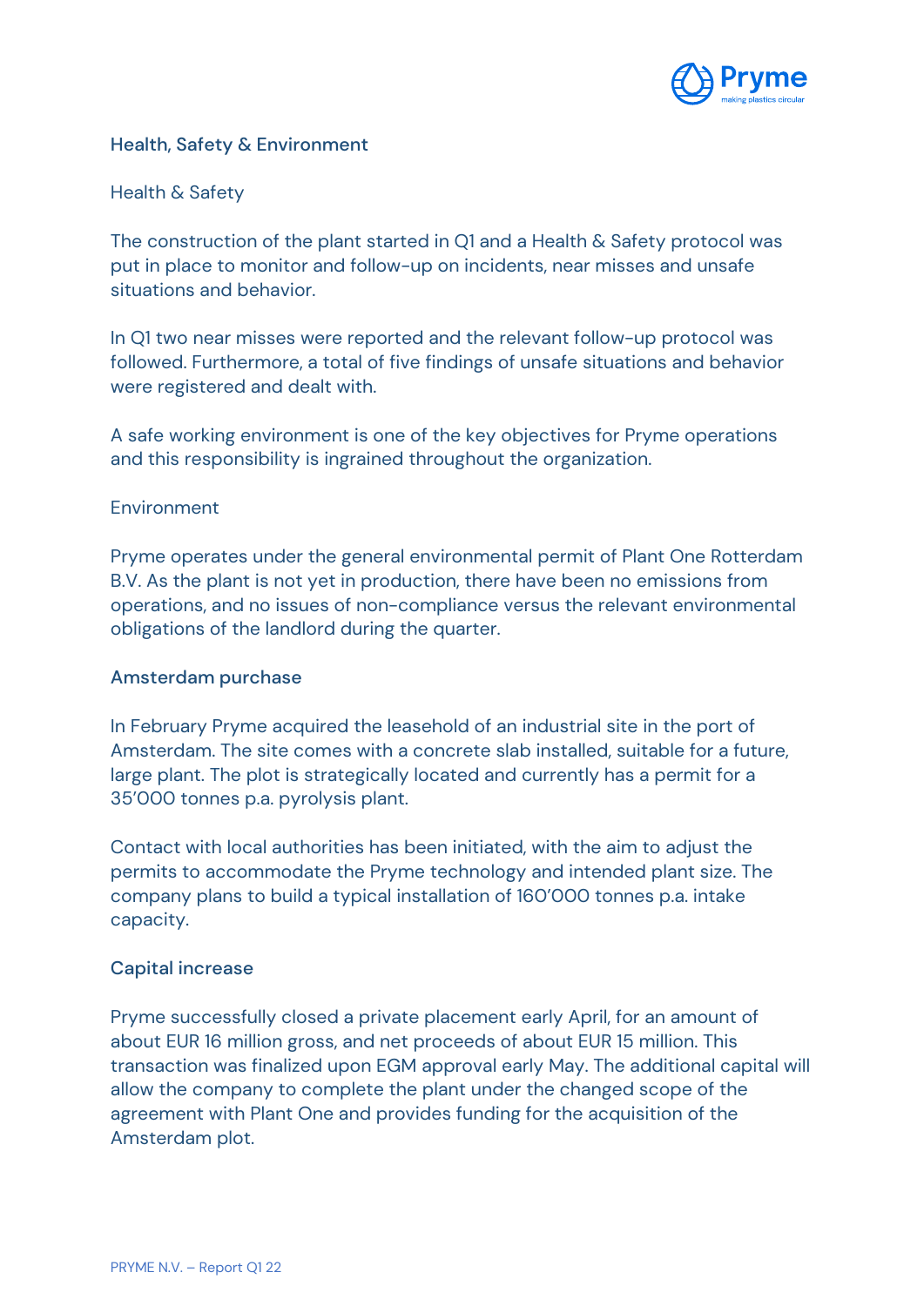## Health, Safety & Environment

### Health & Safety

The construction of the plant started in Q1 and a Health & Safety protocol was put in place to monitor and follow-up on incidents, near misses and unsafe situations and behavior.

In Q1 two near misses were reported and the relevant follow-up protocol was followed. Furthermore, a total of five findings of unsafe situations and behavior were registered and dealt with.

A safe working environment is one of the key objectives for Pryme operations and this responsibility is ingrained throughout the organization.

### Environment

Pryme operates under the general environmental permit of Plant One Rotterdam B.V. As the plant is not yet in production, there have been no emissions from operations, and no issues of non-compliance versus the relevant environmental obligations of the landlord during the quarter.

## Amsterdam purchase

In February Pryme acquired the leasehold of an industrial site in the port of Amsterdam. The site comes with a concrete slab installed, suitable for a future, large plant. The plot is strategically located and currently has a permit for a 35'000 tonnes p.a. pyrolysis plant.

Contact with local authorities has been initiated, with the aim to adjust the permits to accommodate the Pryme technology and intended plant size. The company plans to build a typical installation of 160'000 tonnes p.a. intake capacity.

## Capital increase

Pryme successfully closed a private placement early April, for an amount of about EUR 16 million gross, and net proceeds of about EUR 15 million. This transaction was finalized upon EGM approval early May. The additional capital will allow the company to complete the plant under the changed scope of the agreement with Plant One and provides funding for the acquisition of the Amsterdam plot.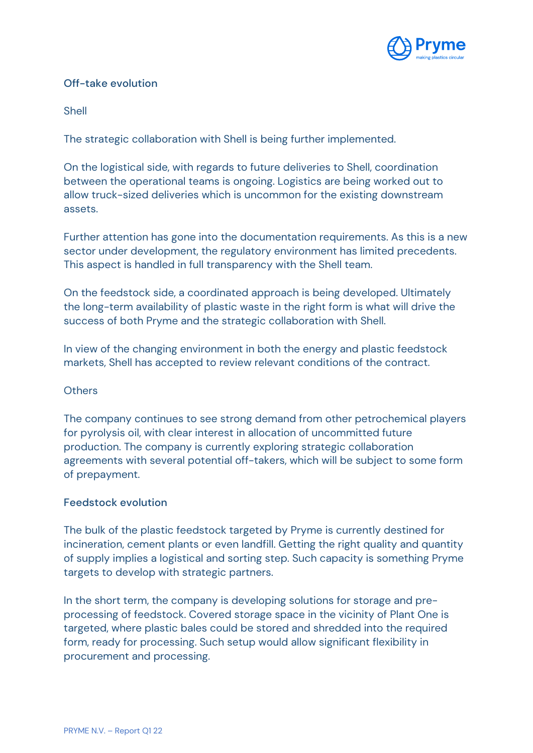## Off-take evolution

### Shell

The strategic collaboration with Shell is being further implemented.

On the logistical side, with regards to future deliveries to Shell, coordination between the operational teams is ongoing. Logistics are being worked out to allow truck-sized deliveries which is uncommon for the existing downstream assets.

Further attention has gone into the documentation requirements. As this is a new sector under development, the regulatory environment has limited precedents. This aspect is handled in full transparency with the Shell team.

On the feedstock side, a coordinated approach is being developed. Ultimately the long-term availability of plastic waste in the right form is what will drive the success of both Pryme and the strategic collaboration with Shell.

In view of the changing environment in both the energy and plastic feedstock markets, Shell has accepted to review relevant conditions of the contract.

### Others

The company continues to see strong demand from other petrochemical players for pyrolysis oil, with clear interest in allocation of uncommitted future production. The company is currently exploring strategic collaboration agreements with several potential off-takers, which will be subject to some form of prepayment.

## Feedstock evolution

The bulk of the plastic feedstock targeted by Pryme is currently destined for incineration, cement plants or even landfill. Getting the right quality and quantity of supply implies a logistical and sorting step. Such capacity is something Pryme targets to develop with strategic partners.

In the short term, the company is developing solutions for storage and pre-processing of feedstock. Covered storage space in the vicinity of Plant One is targeted, where plastic bales could be stored and shredded into the required form, ready for processing. Such setup would allow significant flexibility in procurement and processing.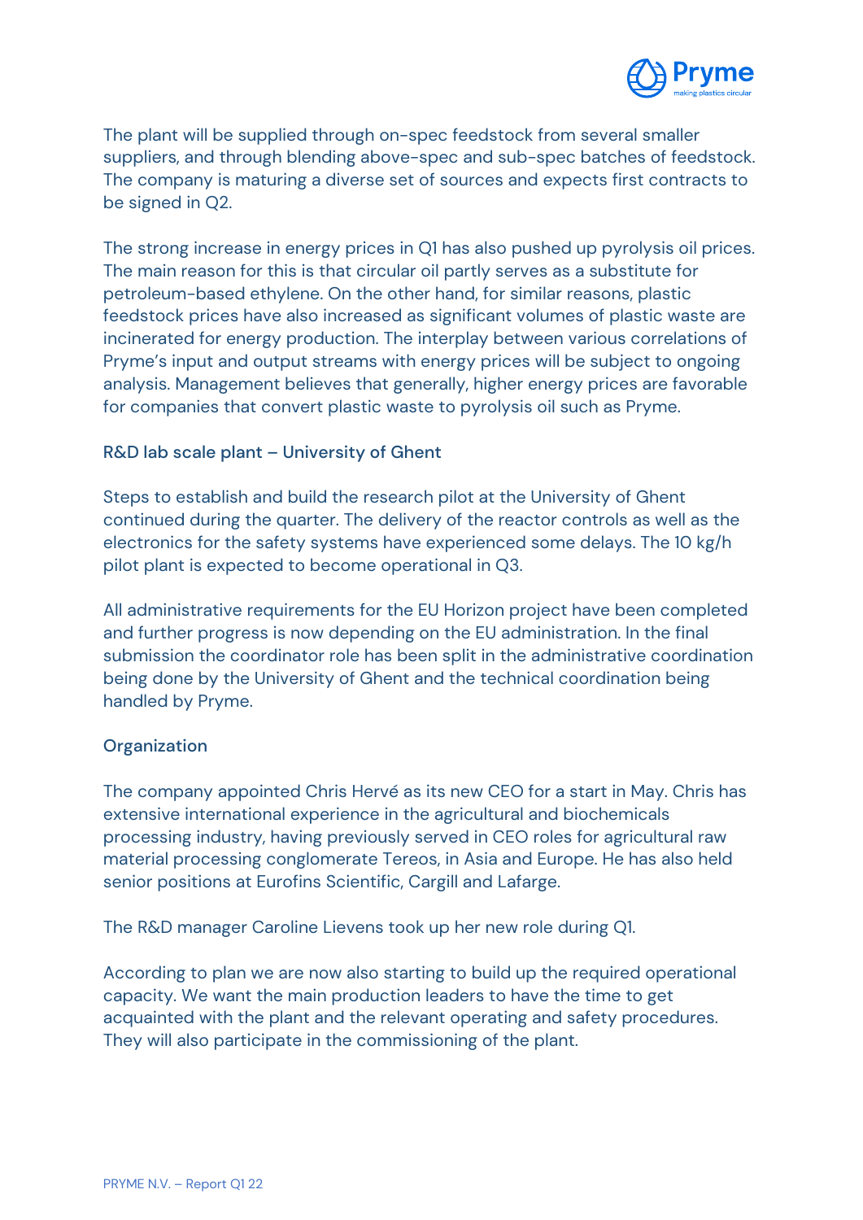The plant will be supplied through on-spec feedstock from several smaller suppliers, and through blending above-spec and sub-spec batches of feedstock. The company is maturing a diverse set of sources and expects first contracts to be signed in Q2.

The strong increase in energy prices in Q1 has also pushed up pyrolysis oil prices. The main reason for this is that circular oil partly serves as a substitute for petroleum-based ethylene. On the other hand, for similar reasons, plastic feedstock prices have also increased as significant volumes of plastic waste are incinerated for energy production. The interplay between various correlations of Pryme's input and output streams with energy prices will be subject to ongoing analysis. Management believes that generally, higher energy prices are favorable for companies that convert plastic waste to pyrolysis oil such as Pryme.

### R&D lab scale plant – University of Ghent

Steps to establish and build the research pilot at the University of Ghent continued during the quarter. The delivery of the reactor controls as well as the electronics for the safety systems have experienced some delays. The 10 kg/h pilot plant is expected to become operational in Q3.

All administrative requirements for the EU Horizon project have been completed and further progress is now depending on the EU administration. In the final submission the coordinator role has been split in the administrative coordination being done by the University of Ghent and the technical coordination being handled by Pryme.

### Organization

The company appointed Chris Hervé as its new CEO for a start in May. Chris has extensive international experience in the agricultural and biochemicals processing industry, having previously served in CEO roles for agricultural raw material processing conglomerate Tereos, in Asia and Europe. He has also held senior positions at Eurofins Scientific, Cargill and Lafarge.

The R&D manager Caroline Lievens took up her new role during Q1.

According to plan we are now also starting to build up the required operational capacity. We want the main production leaders to have the time to get acquainted with the plant and the relevant operating and safety procedures. They will also participate in the commissioning of the plant.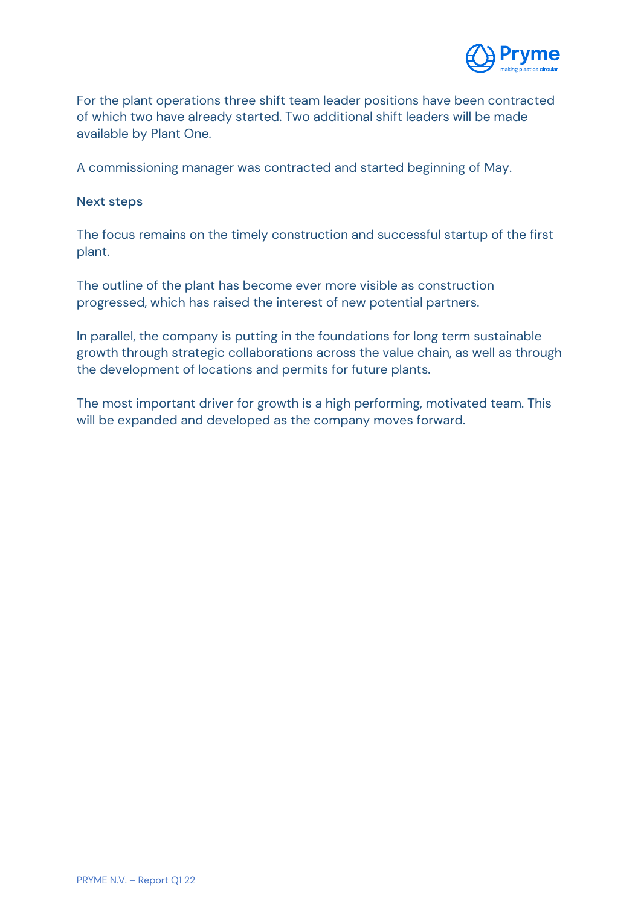For the plant operations three shift team leader positions have been contracted of which two have already started. Two additional shift leaders will be made available by Plant One.

A commissioning manager was contracted and started beginning of May.

### Next steps

The focus remains on the timely construction and successful startup of the first plant.

The outline of the plant has become ever more visible as construction progressed, which has raised the interest of new potential partners.

In parallel, the company is putting in the foundations for long term sustainable growth through strategic collaborations across the value chain, as well as through the development of locations and permits for future plants.

The most important driver for growth is a high performing, motivated team. This will be expanded and developed as the company moves forward.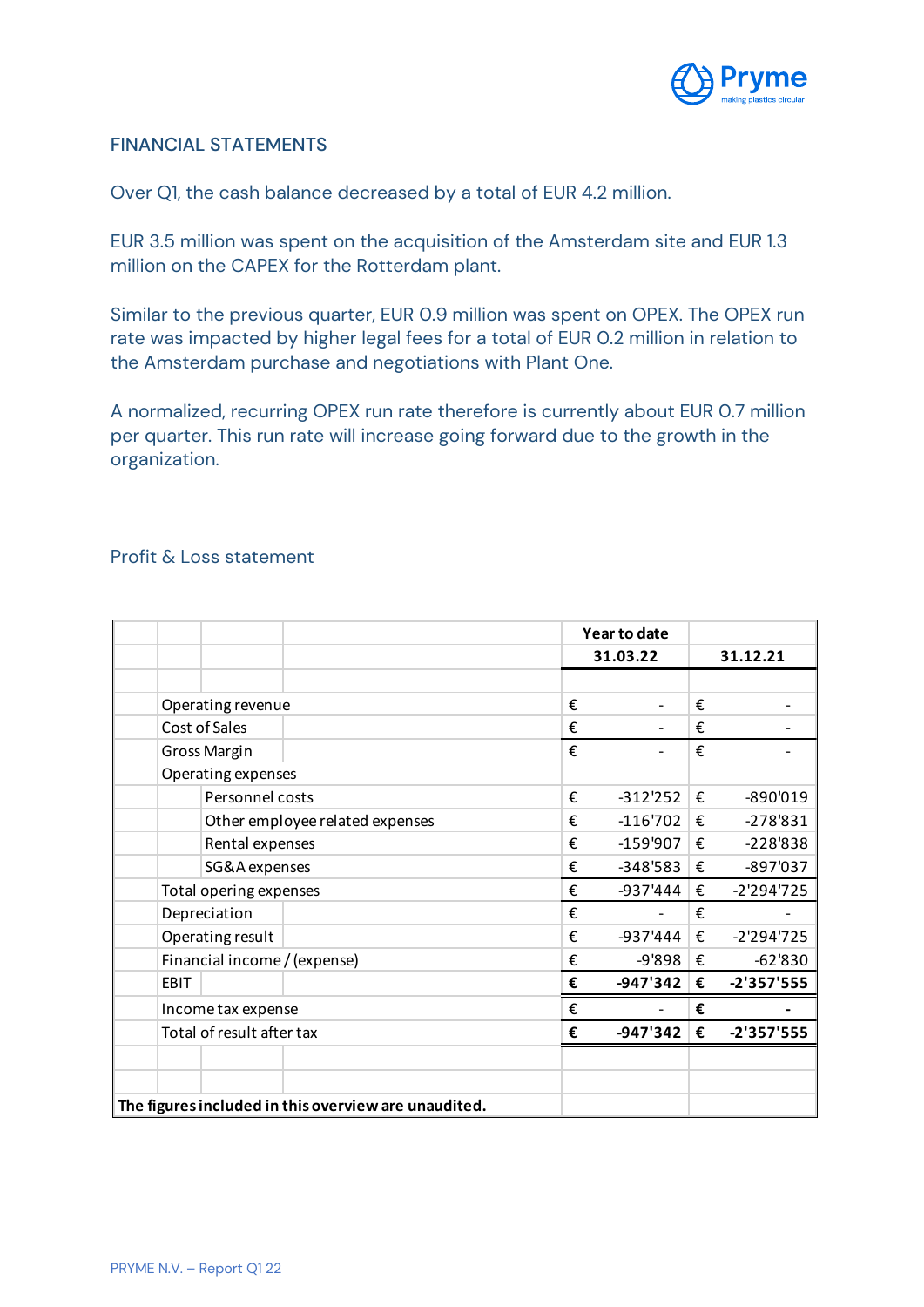## FINANCIAL STATEMENTS

Over Q1, the cash balance decreased by a total of EUR 4.2 million.

EUR 3.5 million was spent on the acquisition of the Amsterdam site and EUR 1.3 million on the CAPEX for the Rotterdam plant.

Similar to the previous quarter, EUR 0.9 million was spent on OPEX. The OPEX run rate was impacted by higher legal fees for a total of EUR 0.2 million in relation to the Amsterdam purchase and negotiations with Plant One.

A normalized, recurring OPEX run rate therefore is currently about EUR 0.7 million per quarter. This run rate will increase going forward due to the growth in the organization.

### Profit & Loss statement

| | Year to date 31.03.22 | 31.12.21 |
|---|---|---|
| Operating revenue | € - | € - |
| Cost of Sales | € - | € - |
| Gross Margin | € - | € - |
| Operating expenses | | |
| Personnel costs | € -312'252 | € -890'019 |
| Other employee related expenses | € -116'702 | € -278'831 |
| Rental expenses | € -159'907 | € -228'838 |
| SG&A expenses | € -348'583 | € -897'037 |
| Total opering expenses | € -937'444 | € -2'294'725 |
| Depreciation | € - | € - |
| Operating result | € -937'444 | € -2'294'725 |
| Financial income / (expense) | € -9'898 | € -62'830 |
| **EBIT** | **€ -947'342** | **€ -2'357'555** |
| Income tax expense | € - | **€ -** |
| Total of result after tax | **€ -947'342** | **€ -2'357'555** |

**The figures included in this overview are unaudited.**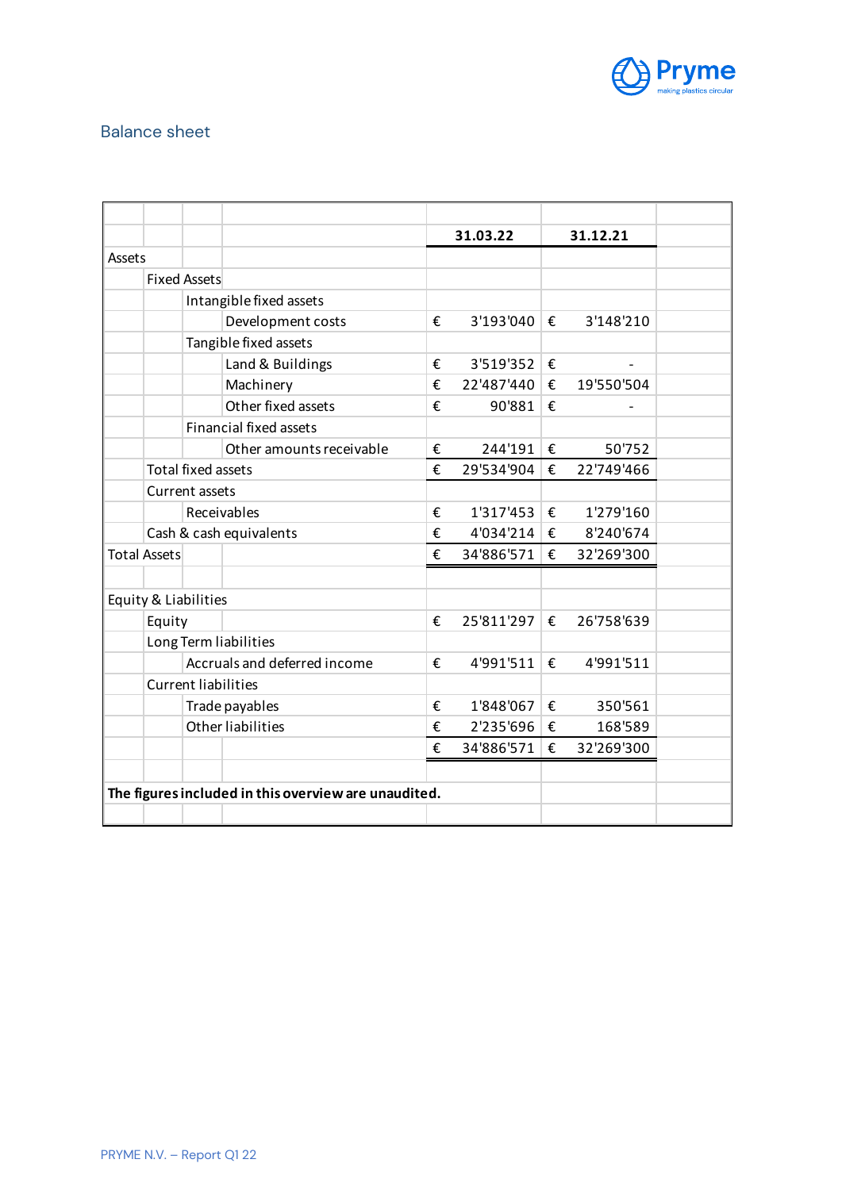## Balance sheet

| | 31.03.22 | 31.12.21 |
|---|---|---|
| Assets | | |
| Fixed Assets | | |
| Intangible fixed assets | | |
| Development costs | € 3'193'040 | € 3'148'210 |
| Tangible fixed assets | | |
| Land & Buildings | € 3'519'352 | € - |
| Machinery | € 22'487'440 | € 19'550'504 |
| Other fixed assets | € 90'881 | € - |
| Financial fixed assets | | |
| Other amounts receivable | € 244'191 | € 50'752 |
| Total fixed assets | € 29'534'904 | € 22'749'466 |
| Current assets | | |
| Receivables | € 1'317'453 | € 1'279'160 |
| Cash & cash equivalents | € 4'034'214 | € 8'240'674 |
| Total Assets | € 34'886'571 | € 32'269'300 |
| | | |
| Equity & Liabilities | | |
| Equity | € 25'811'297 | € 26'758'639 |
| Long Term liabilities | | |
| Accruals and deferred income | € 4'991'511 | € 4'991'511 |
| Current liabilities | | |
| Trade payables | € 1'848'067 | € 350'561 |
| Other liabilities | € 2'235'696 | € 168'589 |
| | € 34'886'571 | € 32'269'300 |

**The figures included in this overview are unaudited.**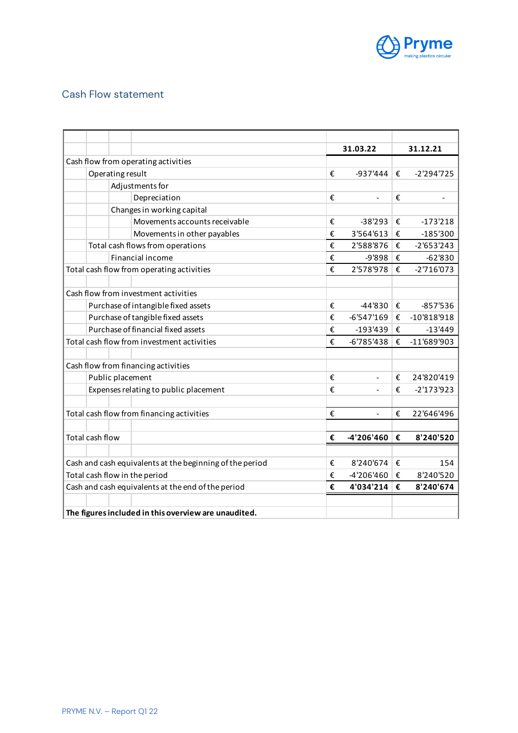## Cash Flow statement

| | 31.03.22 | 31.12.21 |
|---|---|---|
| Cash flow from operating activities | | |
| Operating result | € -937'444 | € -2'294'725 |
| Adjustments for | | |
| Depreciation | € - | € - |
| Changes in working capital | | |
| Movements accounts receivable | € -38'293 | € -173'218 |
| Movements in other payables | € 3'564'613 | € -185'300 |
| Total cash flows from operations | € 2'588'876 | € -2'653'243 |
| Financial income | € -9'898 | € -62'830 |
| Total cash flow from operating activities | € 2'578'978 | € -2'716'073 |
| | | |
| Cash flow from investment activities | | |
| Purchase of intangible fixed assets | € -44'830 | € -857'536 |
| Purchase of tangible fixed assets | € -6'547'169 | € -10'818'918 |
| Purchase of financial fixed assets | € -193'439 | € -13'449 |
| Total cash flow from investment activities | € -6'785'438 | € -11'689'903 |
| | | |
| Cash flow from financing activities | | |
| Public placement | € - | € 24'820'419 |
| Expenses relating to public placement | € - | € -2'173'923 |
| | | |
| Total cash flow from financing activities | € - | € 22'646'496 |
| | | |
| **Total cash flow** | **€ -4'206'460** | **€ 8'240'520** |
| | | |
| Cash and cash equivalents at the beginning of the period | € 8'240'674 | € 154 |
| Total cash flow in the period | € -4'206'460 | € 8'240'520 |
| Cash and cash equivalents at the end of the period | **€ 4'034'214** | **€ 8'240'674** |
| | | |
| **The figures included in this overview are unaudited.** | | |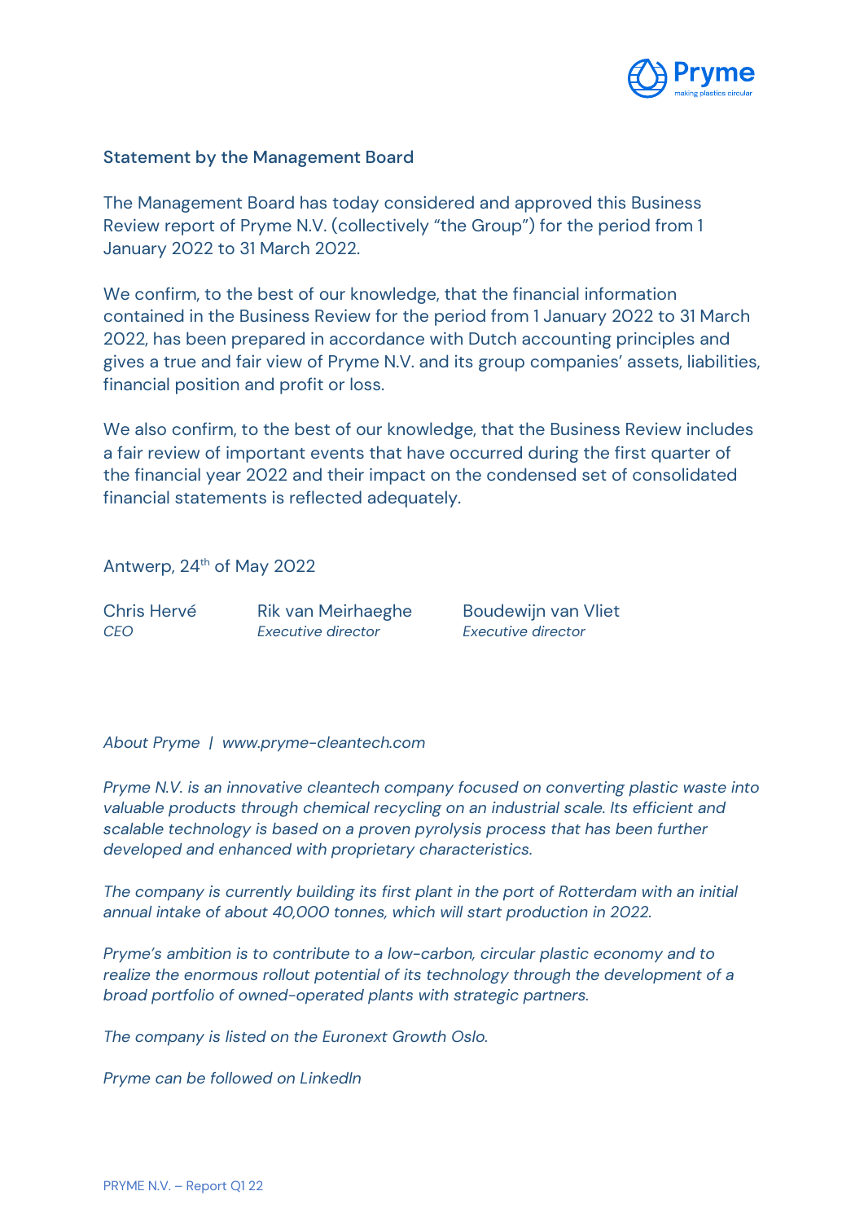## Statement by the Management Board

The Management Board has today considered and approved this Business Review report of Pryme N.V. (collectively "the Group") for the period from 1 January 2022 to 31 March 2022.

We confirm, to the best of our knowledge, that the financial information contained in the Business Review for the period from 1 January 2022 to 31 March 2022, has been prepared in accordance with Dutch accounting principles and gives a true and fair view of Pryme N.V. and its group companies' assets, liabilities, financial position and profit or loss.

We also confirm, to the best of our knowledge, that the Business Review includes a fair review of important events that have occurred during the first quarter of the financial year 2022 and their impact on the condensed set of consolidated financial statements is reflected adequately.

Antwerp, 24th of May 2022

| | | |
|---|---|---|
| Chris Hervé | Rik van Meirhaeghe | Boudewijn van Vliet |
| *CEO* | *Executive director* | *Executive director* |

*About Pryme | www.pryme-cleantech.com*

*Pryme N.V. is an innovative cleantech company focused on converting plastic waste into valuable products through chemical recycling on an industrial scale. Its efficient and scalable technology is based on a proven pyrolysis process that has been further developed and enhanced with proprietary characteristics.*

*The company is currently building its first plant in the port of Rotterdam with an initial annual intake of about 40,000 tonnes, which will start production in 2022.*

*Pryme's ambition is to contribute to a low-carbon, circular plastic economy and to realize the enormous rollout potential of its technology through the development of a broad portfolio of owned-operated plants with strategic partners.*

*The company is listed on the Euronext Growth Oslo.*

*Pryme can be followed on LinkedIn*